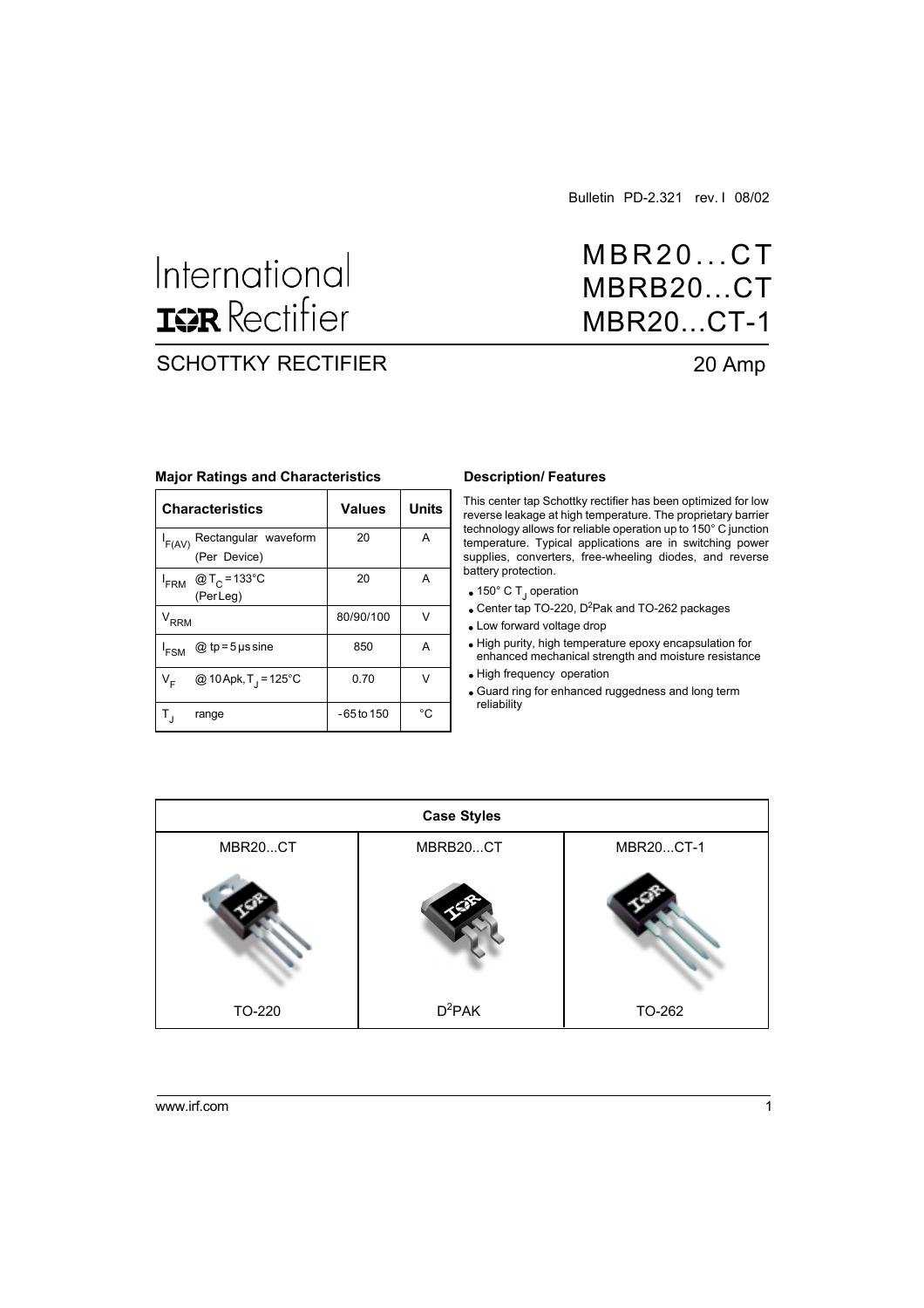Bulletin PD-2.321 rev. I 08/02

International IOR Rectifier

# MBR20...CT
# MBRB20...CT
# MBR20...CT-1

## SCHOTTKY RECTIFIER

20 Amp

### Major Ratings and Characteristics

| Characteristics | Values | Units |
|---|---|---|
| $I_{F(AV)}$ Rectangular waveform (Per Device) | 20 | A |
| $I_{FRM}$ @ $T_C$ = 133°C (Per Leg) | 20 | A |
| $V_{RRM}$ | 80/90/100 | V |
| $I_{FSM}$ @ tp = 5 µs sine | 850 | A |
| $V_F$ @ 10 Apk, $T_J$ = 125°C | 0.70 | V |
| $T_J$ range | - 65 to 150 | °C |

### Description/ Features

This center tap Schottky rectifier has been optimized for low reverse leakage at high temperature. The proprietary barrier technology allows for reliable operation up to 150° C junction temperature. Typical applications are in switching power supplies, converters, free-wheeling diodes, and reverse battery protection.

- 150° C $T_J$ operation
- Center tap TO-220, $D^2$Pak and TO-262 packages
- Low forward voltage drop
- High purity, high temperature epoxy encapsulation for enhanced mechanical strength and moisture resistance
- High frequency operation
- Guard ring for enhanced ruggedness and long term reliability

| Case Styles | | |
|---|---|---|
| MBR20...CT | MBRB20...CT | MBR20...CT-1 |
| TO-220 | $D^2$PAK | TO-262 |

www.irf.com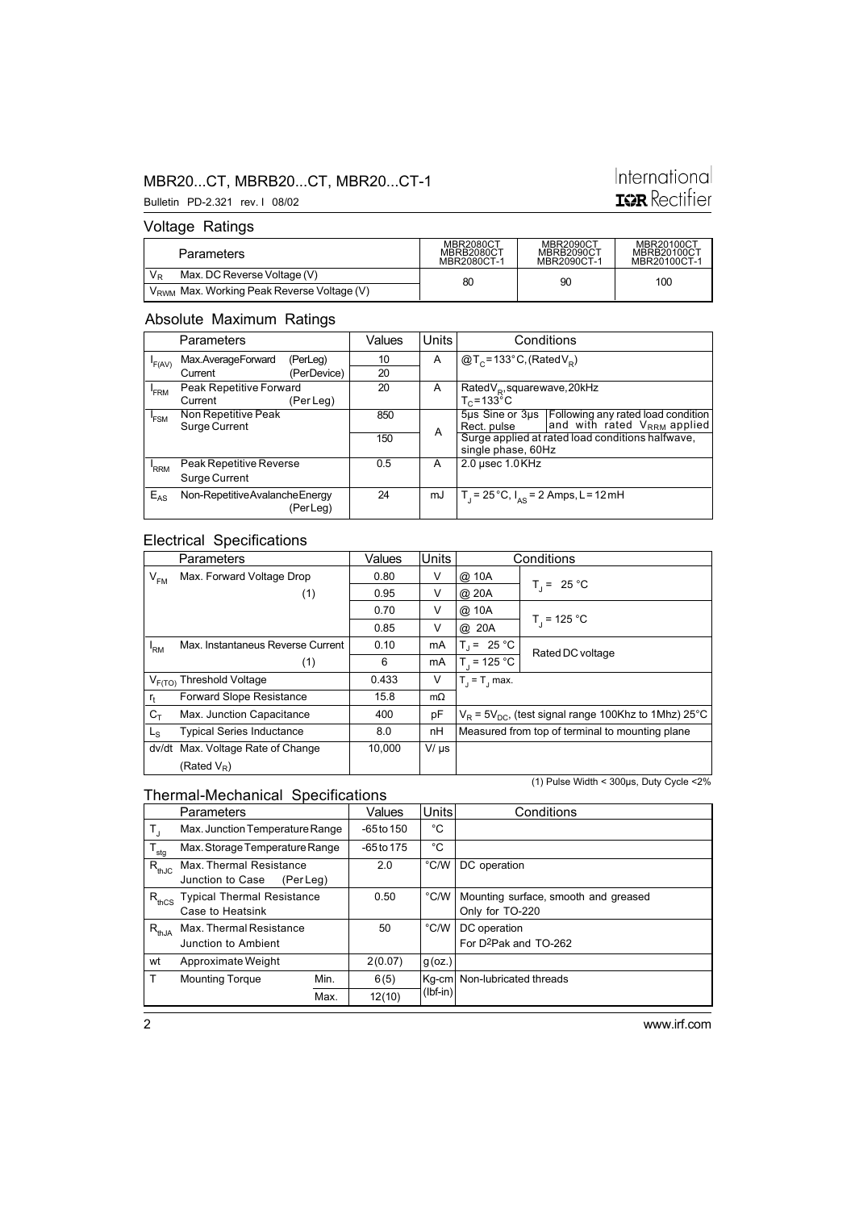## Voltage Ratings

| | Parameters | MBR2080CT MBRB2080CT MBR2080CT-1 | MBR2090CT MBRB2090CT MBR2090CT-1 | MBR20100CT MBRB20100CT MBR20100CT-1 |
|---|---|---|---|---|
| $V_R$ | Max. DC Reverse Voltage (V) | 80 | 90 | 100 |
| $V_{RWM}$ | Max. Working Peak Reverse Voltage (V) | | | |

## Absolute Maximum Ratings

| | Parameters | | Values | Units | Conditions | |
|---|---|---|---|---|---|---|
| $I_{F(AV)}$ | Max. Average Forward Current | (Per Leg) | 10 | A | @$T_C$ = 133°C, (Rated $V_R$) | |
| | | (Per Device) | 20 | | | |
| $I_{FRM}$ | Peak Repetitive Forward Current | (Per Leg) | 20 | A | Rated $V_R$, square wave, 20kHz $T_C$ = 133°C | |
| $I_{FSM}$ | Non Repetitive Peak Surge Current | | 850 | A | 5µs Sine or 3µs Rect. pulse | Following any rated load condition and with rated $V_{RRM}$ applied |
| | | | 150 | | Surge applied at rated load conditions halfwave, single phase, 60Hz | |
| $I_{RRM}$ | Peak Repetitive Reverse Surge Current | | 0.5 | A | 2.0 µsec 1.0 KHz | |
| $E_{AS}$ | Non-Repetitive Avalanche Energy | (Per Leg) | 24 | mJ | $T_J$ = 25°C, $I_{AS}$ = 2 Amps, L = 12 mH | |

## Electrical Specifications

| | Parameters | Values | Units | Conditions | |
|---|---|---|---|---|---|
| $V_{FM}$ | Max. Forward Voltage Drop (1) | 0.80 | V | @ 10A | $T_J$ = 25 °C |
| | | 0.95 | V | @ 20A | |
| | | 0.70 | V | @ 10A | $T_J$ = 125 °C |
| | | 0.85 | V | @ 20A | |
| $I_{RM}$ | Max. Instantaneus Reverse Current (1) | 0.10 | mA | $T_J$ = 25 °C | Rated DC voltage |
| | | 6 | mA | $T_J$ = 125 °C | |
| $V_{F(TO)}$ | Threshold Voltage | 0.433 | V | $T_J$ = $T_J$ max. | |
| $r_t$ | Forward Slope Resistance | 15.8 | mΩ | | |
| $C_T$ | Max. Junction Capacitance | 400 | pF | $V_R$ = 5$V_{DC}$, (test signal range 100Khz to 1Mhz) 25°C | |
| $L_S$ | Typical Series Inductance | 8.0 | nH | Measured from top of terminal to mounting plane | |
| dv/dt | Max. Voltage Rate of Change (Rated $V_R$) | 10,000 | V/ µs | | |

(1) Pulse Width < 300µs, Duty Cycle <2%

## Thermal-Mechanical Specifications

| | Parameters | | Values | Units | Conditions |
|---|---|---|---|---|---|
| $T_J$ | Max. Junction Temperature Range | | -65 to 150 | °C | |
| $T_{stg}$ | Max. Storage Temperature Range | | -65 to 175 | °C | |
| $R_{thJC}$ | Max. Thermal Resistance Junction to Case | (Per Leg) | 2.0 | °C/W | DC operation |
| $R_{thCS}$ | Typical Thermal Resistance Case to Heatsink | | 0.50 | °C/W | Mounting surface, smooth and greased Only for TO-220 |
| $R_{thJA}$ | Max. Thermal Resistance Junction to Ambient | | 50 | °C/W | DC operation For D2Pak and TO-262 |
| wt | Approximate Weight | | 2 (0.07) | g (oz.) | |
| T | Mounting Torque | Min. | 6 (5) | Kg-cm (lbf-in) | Non-lubricated threads |
| | | Max. | 12 (10) | | |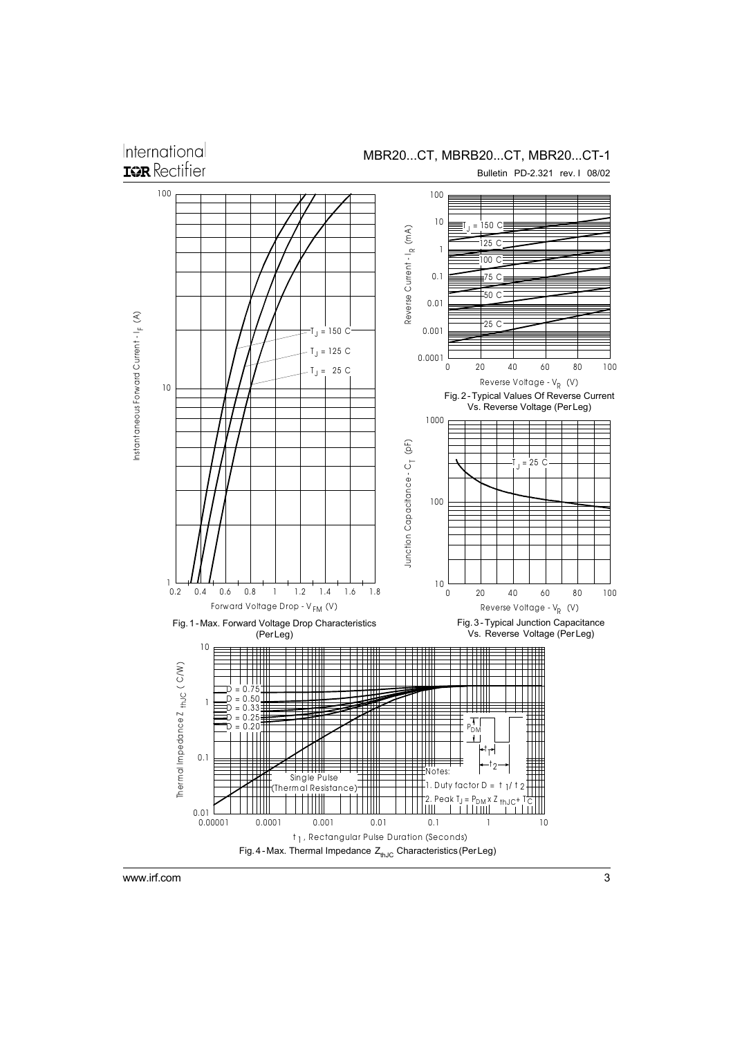Fig. 1 - Max. Forward Voltage Drop Characteristics (Per Leg)

Fig. 2 - Typical Values Of Reverse Current Vs. Reverse Voltage (Per Leg)

Fig. 3 - Typical Junction Capacitance Vs. Reverse Voltage (Per Leg)

Fig. 4 - Max. Thermal Impedance $Z_{thJC}$ Characteristics (Per Leg)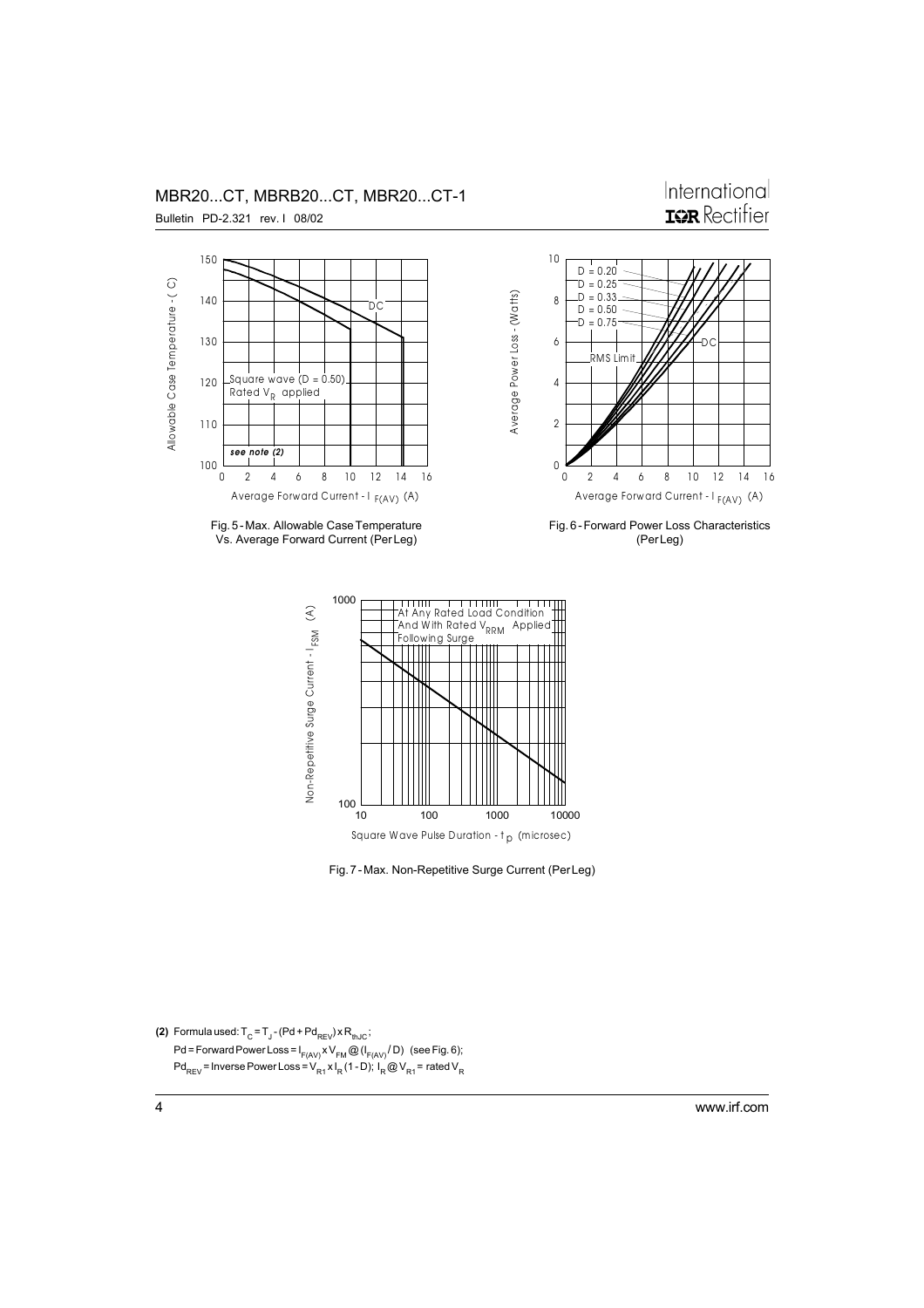Fig. 5 - Max. Allowable Case Temperature Vs. Average Forward Current (Per Leg)

Fig. 6 - Forward Power Loss Characteristics (Per Leg)

Fig. 7 - Max. Non-Repetitive Surge Current (Per Leg)

**(2)** Formula used: $T_C = T_J - (Pd + Pd_{REV}) \times R_{thJC}$;
$Pd$ = Forward Power Loss = $I_{F(AV)} \times V_{FM}$ @ $(I_{F(AV)} / D)$ (see Fig. 6);
$Pd_{REV}$ = Inverse Power Loss = $V_{R1} \times I_R (1 - D)$; $I_R$ @ $V_{R1}$ = rated $V_R$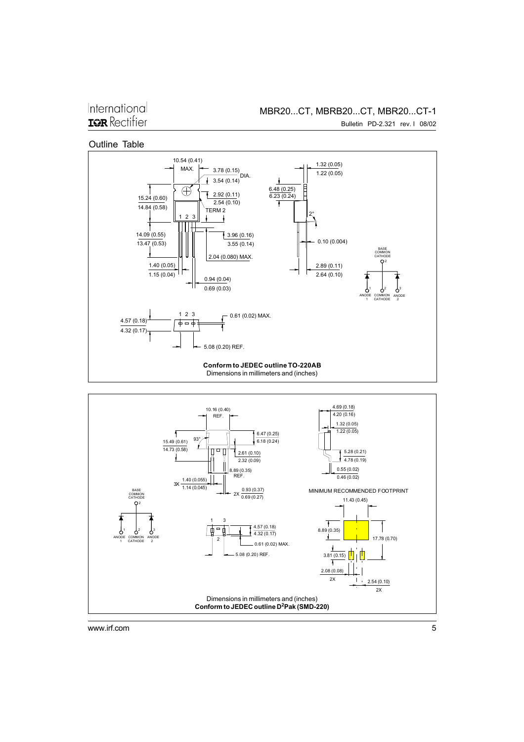## Outline Table

10.54 (0.41) MAX.

3.78 (0.15) / 3.54 (0.14) DIA.

2.92 (0.11) / 2.54 (0.10)

15.24 (0.60) / 14.84 (0.58)

TERM 2

1 2 3

14.09 (0.55) / 13.47 (0.53)

3.96 (0.16) / 3.55 (0.14)

2.04 (0.080) MAX.

1.40 (0.05) / 1.15 (0.04)

0.94 (0.04) / 0.69 (0.03)

1.32 (0.05) / 1.22 (0.05)

6.48 (0.25) / 6.23 (0.24)

2°

0.10 (0.004)

2.89 (0.11) / 2.64 (0.10)

BASE COMMON CATHODE 2

ANODE 1, COMMON CATHODE 2, ANODE 2 (3)

4.57 (0.18) / 4.32 (0.17)

0.61 (0.02) MAX.

5.08 (0.20) REF.

**Conform to JEDEC outline TO-220AB**
Dimensions in millimeters and (inches)

10.16 (0.40) REF.

93°

15.49 (0.61) / 14.73 (0.58)

6.47 (0.25) / 6.18 (0.24)

2.61 (0.10) / 2.32 (0.09)

8.89 (0.35) REF.

3X 1.40 (0.055) / 1.14 (0.045)

2X 0.93 (0.37) / 0.69 (0.27)

4.69 (0.18) / 4.20 (0.16)

1.32 (0.05) / 1.22 (0.05)

5.28 (0.21) / 4.78 (0.19)

0.55 (0.02) / 0.46 (0.02)

BASE COMMON CATHODE 2

ANODE 1, COMMON CATHODE 2, ANODE 2 (3)

4.57 (0.18) / 4.32 (0.17)

0.61 (0.02) MAX.

5.08 (0.20) REF.

MINIMUM RECOMMENDED FOOTPRINT

11.43 (0.45)

8.89 (0.35)

17.78 (0.70)

3.81 (0.15)

2.08 (0.08) 2X

2.54 (0.10) 2X

Dimensions in millimeters and (inches)
**Conform to JEDEC outline D²Pak (SMD-220)**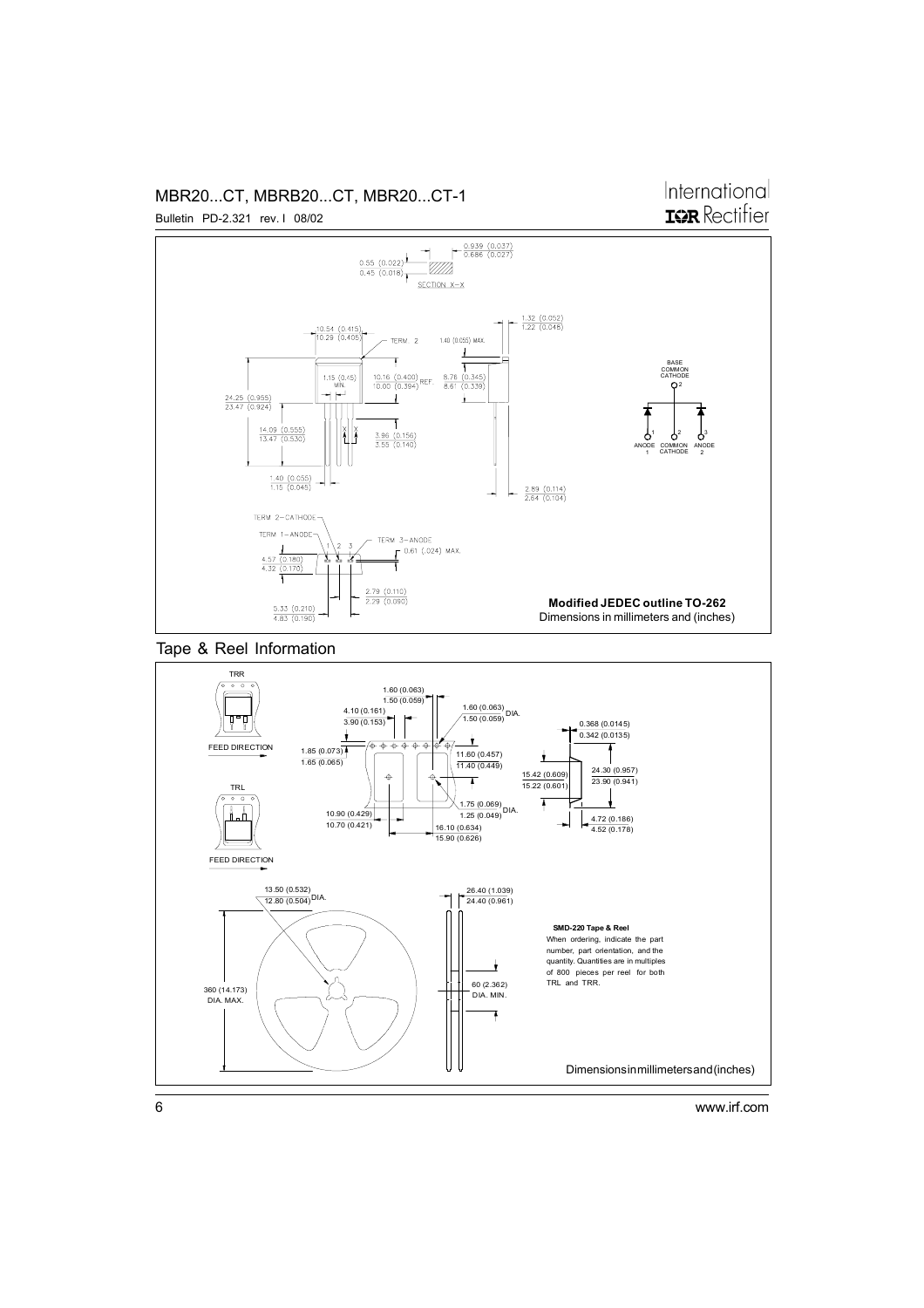**Modified JEDEC outline TO-262**
Dimensions in millimeters and (inches)

## Tape & Reel Information

**SMD-220 Tape & Reel**
When ordering, indicate the part number, part orientation, and the quantity. Quantities are in multiples of 800 pieces per reel for both TRL and TRR.

Dimensions in millimeters and (inches)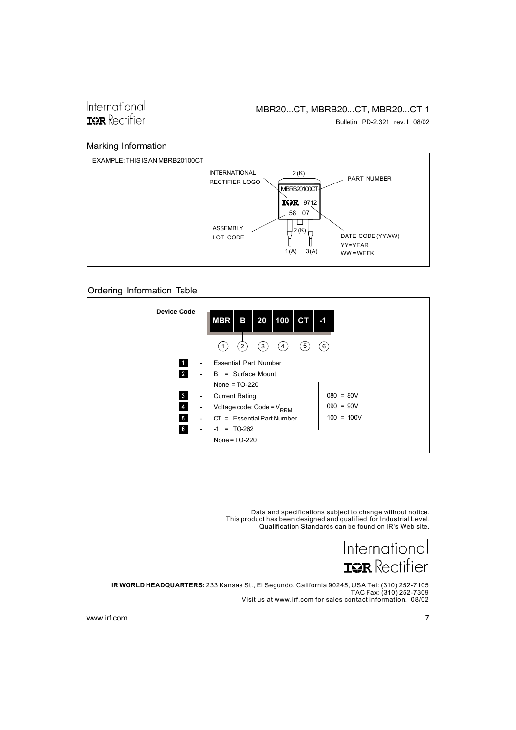## Marking Information

EXAMPLE: THIS IS AN MBRB20100CT

INTERNATIONAL RECTIFIER LOGO

2 (K)

PART NUMBER

MBRB20100CT

IOR 9712

58 07

ASSEMBLY LOT CODE

2 (K)

DATE CODE (YYWW)
YY=YEAR
WW=WEEK

1 (A) 3 (A)

## Ordering Information Table

**Device Code**

| MBR | B | 20 | 100 | CT | -1 |
|---|---|---|---|---|---|
| 1 | 2 | 3 | 4 | 5 | 6 |

1. - Essential Part Number
2. - B = Surface Mount
   None = TO-220
3. - Current Rating
4. - Voltage code: Code = $V_{RRM}$
5. - CT = Essential Part Number
6. - -1 = TO-262
   None = TO-220

| | |
|---|---|
| 080 | = 80V |
| 090 | = 90V |
| 100 | = 100V |

Data and specifications subject to change without notice.
This product has been designed and qualified for Industrial Level.
Qualification Standards can be found on IR's Web site.

International IOR Rectifier

**IR WORLD HEADQUARTERS:** 233 Kansas St., El Segundo, California 90245, USA Tel: (310) 252-7105
TAC Fax: (310) 252-7309
Visit us at www.irf.com for sales contact information. 08/02